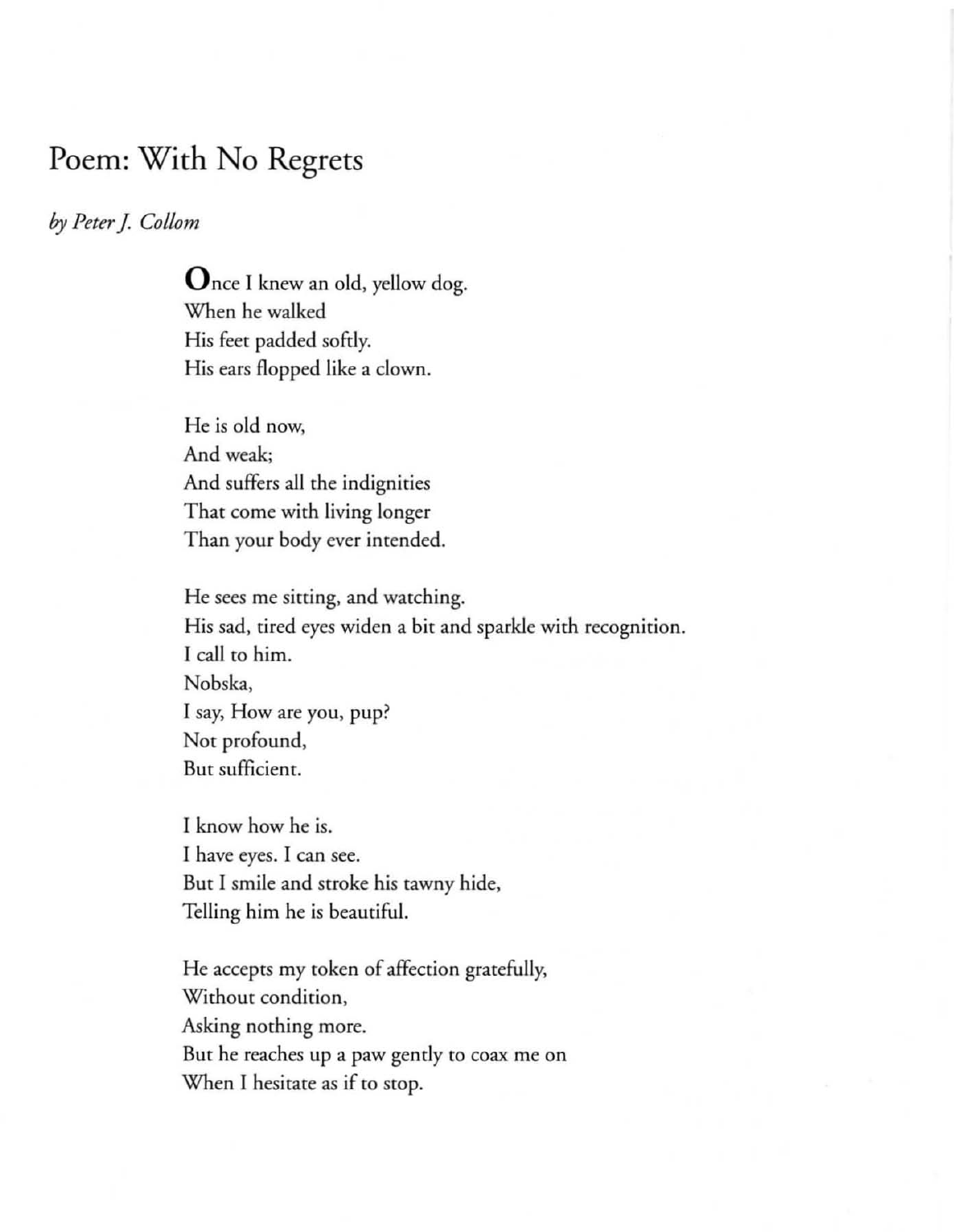# Poem: With No Regrets

*by Peter J. Collom*

Once I knew an old, yellow dog.
When he walked
His feet padded softly.
His ears flopped like a clown.

He is old now,
And weak;
And suffers all the indignities
That come with living longer
Than your body ever intended.

He sees me sitting, and watching.
His sad, tired eyes widen a bit and sparkle with recognition.
I call to him.
Nobska,
I say, How are you, pup?
Not profound,
But sufficient.

I know how he is.
I have eyes. I can see.
But I smile and stroke his tawny hide,
Telling him he is beautiful.

He accepts my token of affection gratefully,
Without condition,
Asking nothing more.
But he reaches up a paw gently to coax me on
When I hesitate as if to stop.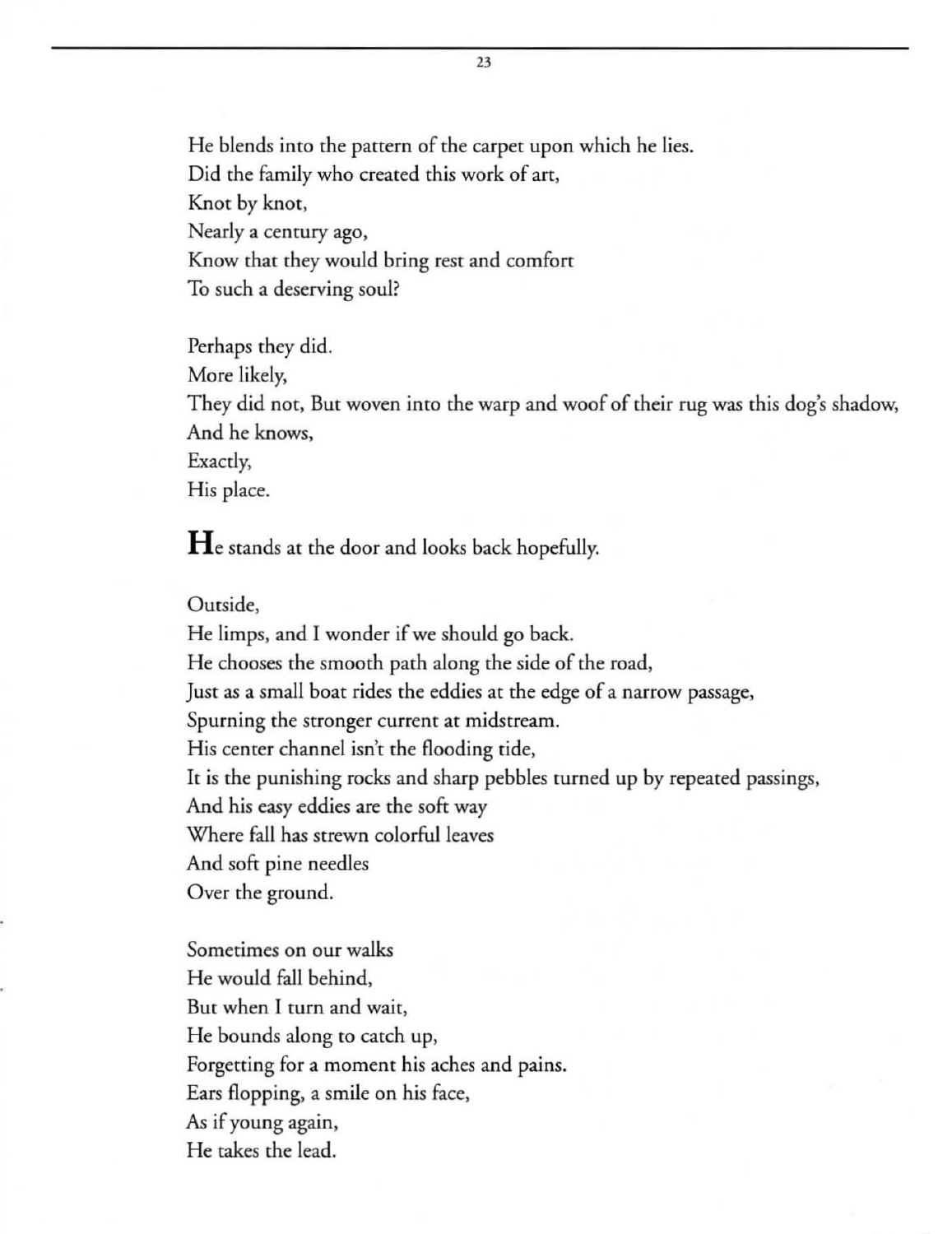He blends into the pattern of the carpet upon which he lies.  
Did the family who created this work of art,  
Knot by knot,  
Nearly a century ago,  
Know that they would bring rest and comfort  
To such a deserving soul?

Perhaps they did.  
More likely,  
They did not, But woven into the warp and woof of their rug was this dog's shadow,  
And he knows,  
Exactly,  
His place.

**H**e stands at the door and looks back hopefully.

Outside,  
He limps, and I wonder if we should go back.  
He chooses the smooth path along the side of the road,  
Just as a small boat rides the eddies at the edge of a narrow passage,  
Spurning the stronger current at midstream.  
His center channel isn't the flooding tide,  
It is the punishing rocks and sharp pebbles turned up by repeated passings,  
And his easy eddies are the soft way  
Where fall has strewn colorful leaves  
And soft pine needles  
Over the ground.

Sometimes on our walks  
He would fall behind,  
But when I turn and wait,  
He bounds along to catch up,  
Forgetting for a moment his aches and pains.  
Ears flopping, a smile on his face,  
As if young again,  
He takes the lead.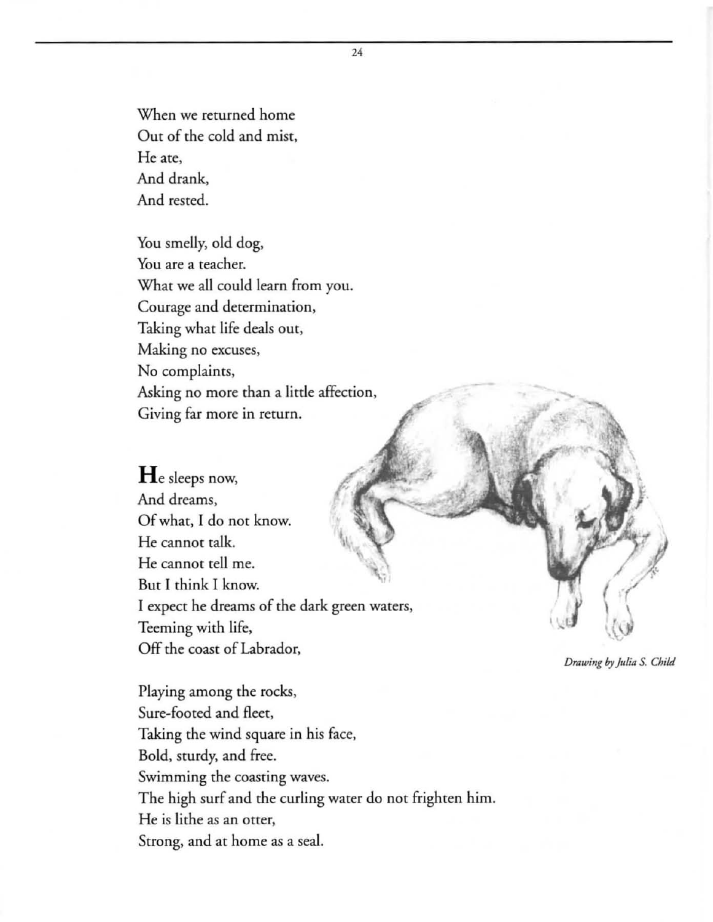When we returned home  
Out of the cold and mist,  
He ate,  
And drank,  
And rested.

You smelly, old dog,  
You are a teacher.  
What we all could learn from you.  
Courage and determination,  
Taking what life deals out,  
Making no excuses,  
No complaints,  
Asking no more than a little affection,  
Giving far more in return.

**H**e sleeps now,  
And dreams,  
Of what, I do not know.  
He cannot talk.  
He cannot tell me.  
But I think I know.  
I expect he dreams of the dark green waters,  
Teeming with life,  
Off the coast of Labrador,

*Drawing by Julia S. Child*

Playing among the rocks,  
Sure-footed and fleet,  
Taking the wind square in his face,  
Bold, sturdy, and free.  
Swimming the coasting waves.  
The high surf and the curling water do not frighten him.  
He is lithe as an otter,  
Strong, and at home as a seal.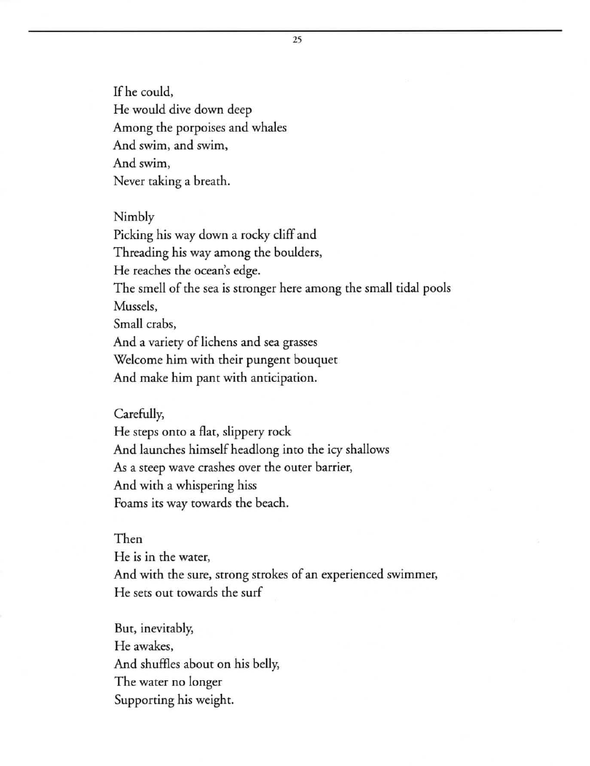If he could,  
He would dive down deep  
Among the porpoises and whales  
And swim, and swim,  
And swim,  
Never taking a breath.

Nimbly  
Picking his way down a rocky cliff and  
Threading his way among the boulders,  
He reaches the ocean's edge.  
The smell of the sea is stronger here among the small tidal pools  
Mussels,  
Small crabs,  
And a variety of lichens and sea grasses  
Welcome him with their pungent bouquet  
And make him pant with anticipation.

Carefully,  
He steps onto a flat, slippery rock  
And launches himself headlong into the icy shallows  
As a steep wave crashes over the outer barrier,  
And with a whispering hiss  
Foams its way towards the beach.

Then  
He is in the water,  
And with the sure, strong strokes of an experienced swimmer,  
He sets out towards the surf

But, inevitably,  
He awakes,  
And shuffles about on his belly,  
The water no longer  
Supporting his weight.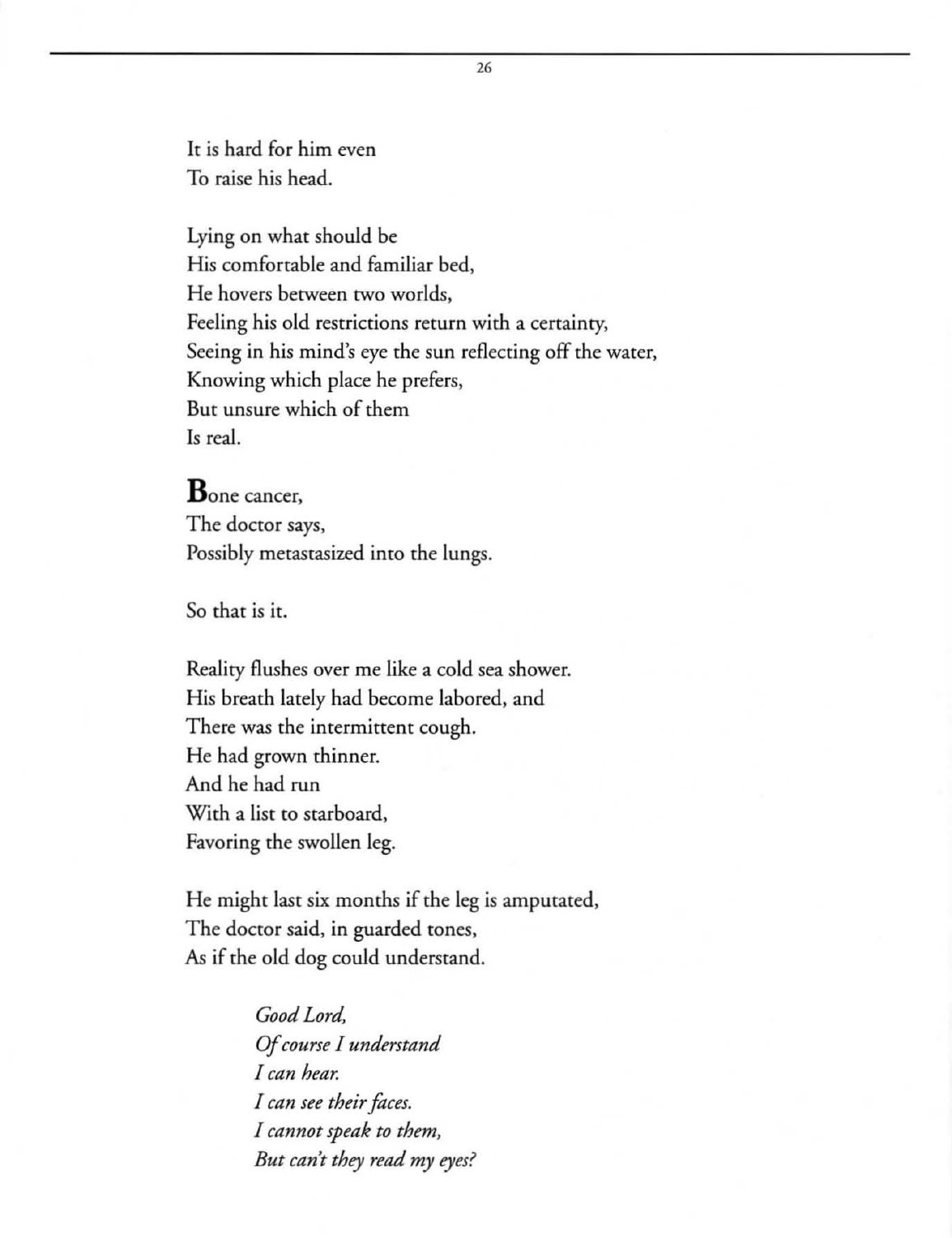It is hard for him even  
To raise his head.

Lying on what should be  
His comfortable and familiar bed,  
He hovers between two worlds,  
Feeling his old restrictions return with a certainty,  
Seeing in his mind's eye the sun reflecting off the water,  
Knowing which place he prefers,  
But unsure which of them  
Is real.

**B**one cancer,  
The doctor says,  
Possibly metastasized into the lungs.

So that is it.

Reality flushes over me like a cold sea shower.  
His breath lately had become labored, and  
There was the intermittent cough.  
He had grown thinner.  
And he had run  
With a list to starboard,  
Favoring the swollen leg.

He might last six months if the leg is amputated,  
The doctor said, in guarded tones,  
As if the old dog could understand.

> *Good Lord,*  
> *Of course I understand*  
> *I can hear.*  
> *I can see their faces.*  
> *I cannot speak to them,*  
> *But can't they read my eyes?*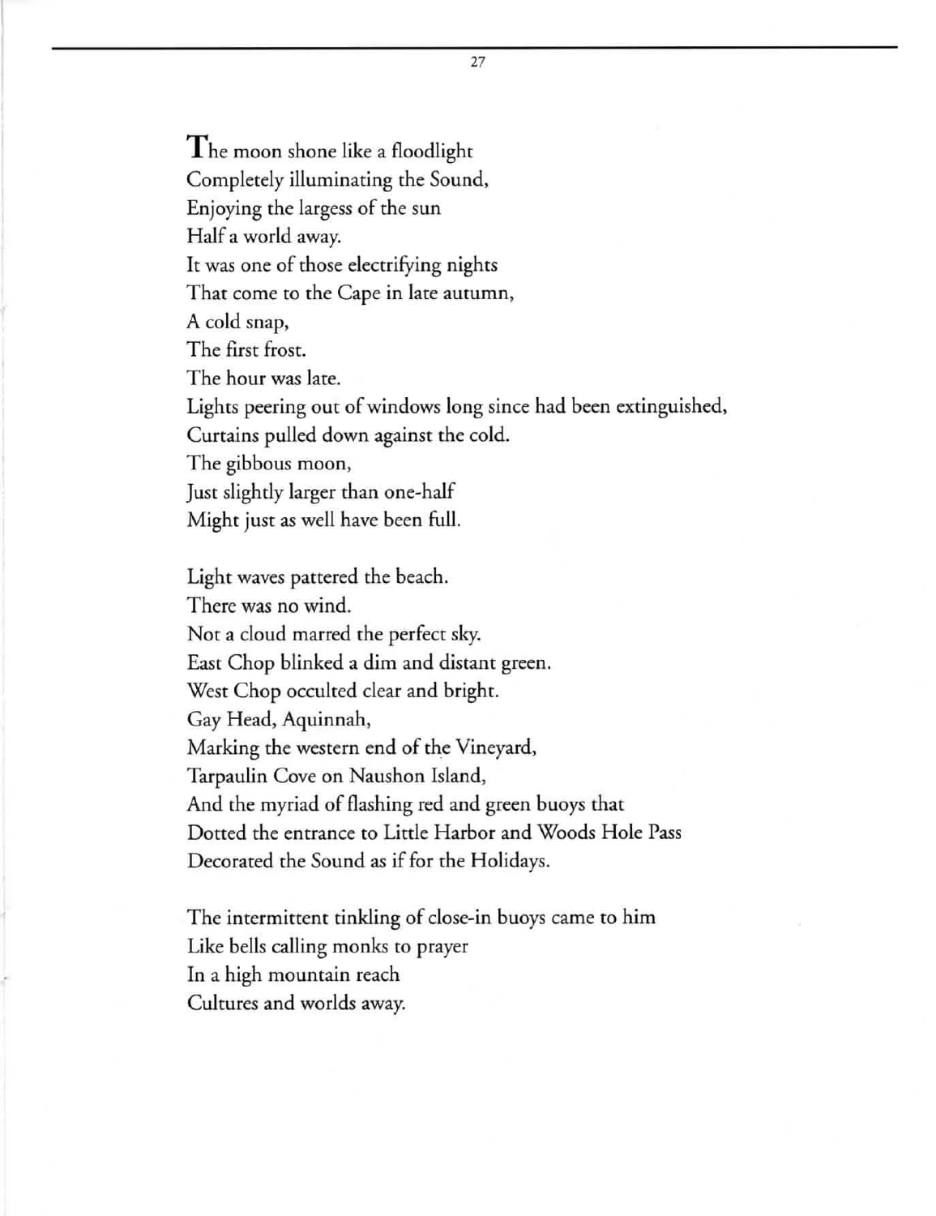The moon shone like a floodlight  
Completely illuminating the Sound,  
Enjoying the largess of the sun  
Half a world away.  
It was one of those electrifying nights  
That come to the Cape in late autumn,  
A cold snap,  
The first frost.  
The hour was late.  
Lights peering out of windows long since had been extinguished,  
Curtains pulled down against the cold.  
The gibbous moon,  
Just slightly larger than one-half  
Might just as well have been full.

Light waves pattered the beach.  
There was no wind.  
Not a cloud marred the perfect sky.  
East Chop blinked a dim and distant green.  
West Chop occulted clear and bright.  
Gay Head, Aquinnah,  
Marking the western end of the Vineyard,  
Tarpaulin Cove on Naushon Island,  
And the myriad of flashing red and green buoys that  
Dotted the entrance to Little Harbor and Woods Hole Pass  
Decorated the Sound as if for the Holidays.

The intermittent tinkling of close-in buoys came to him  
Like bells calling monks to prayer  
In a high mountain reach  
Cultures and worlds away.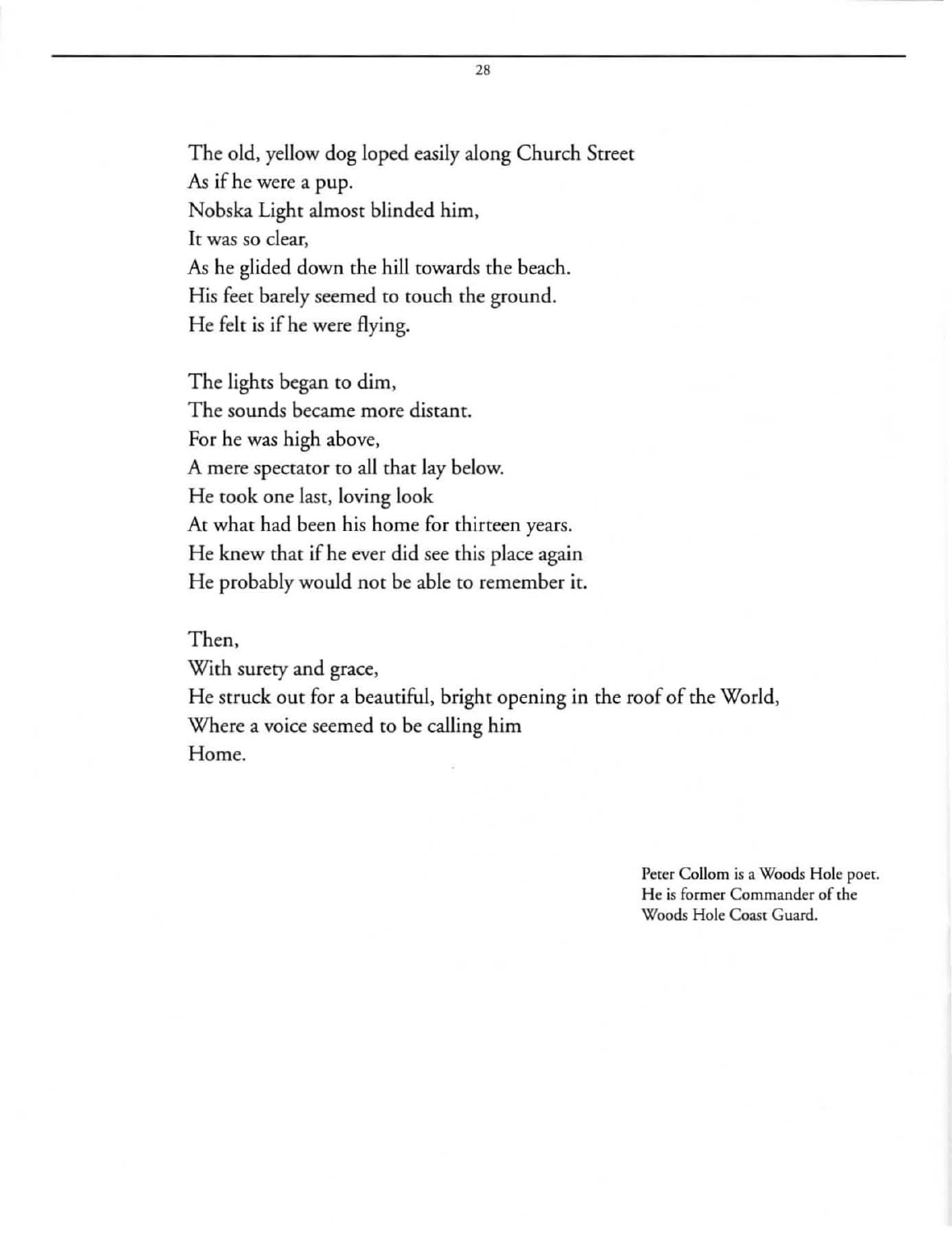The old, yellow dog loped easily along Church Street  
As if he were a pup.  
Nobska Light almost blinded him,  
It was so clear,  
As he glided down the hill towards the beach.  
His feet barely seemed to touch the ground.  
He felt is if he were flying.

The lights began to dim,  
The sounds became more distant.  
For he was high above,  
A mere spectator to all that lay below.  
He took one last, loving look  
At what had been his home for thirteen years.  
He knew that if he ever did see this place again  
He probably would not be able to remember it.

Then,  
With surety and grace,  
He struck out for a beautiful, bright opening in the roof of the World,  
Where a voice seemed to be calling him  
Home.

**Peter Collom** is a Woods Hole poet.  
He is former Commander of the  
Woods Hole Coast Guard.